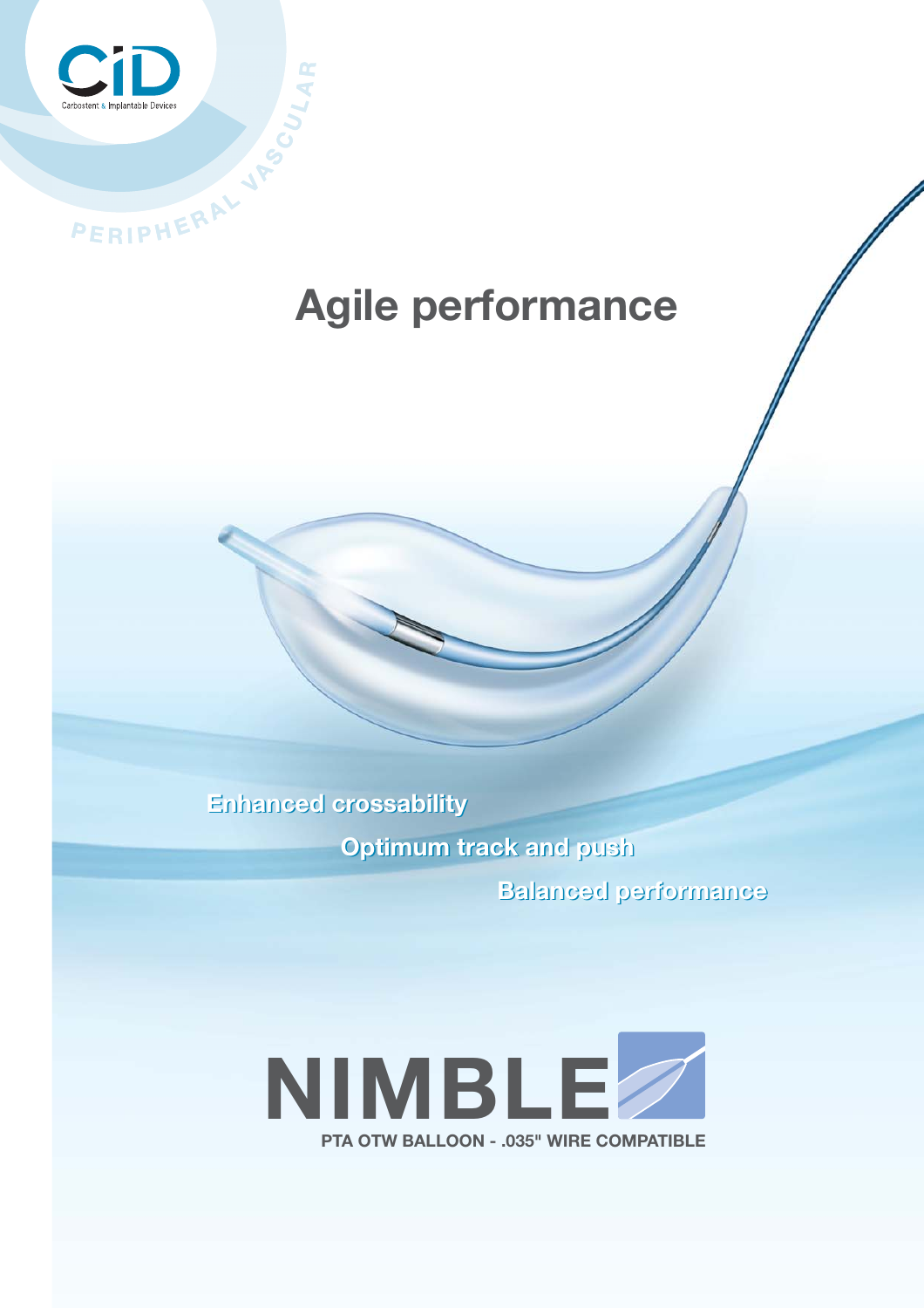CiD

Carbostent & Implantable Devices

PERIPHERAL VASCULAR

# Agile performance

Enhanced crossability

Optimum track and push

Balanced performance

# NIMBLE

**PTA OTW BALLOON - .035" WIRE COMPATIBLE**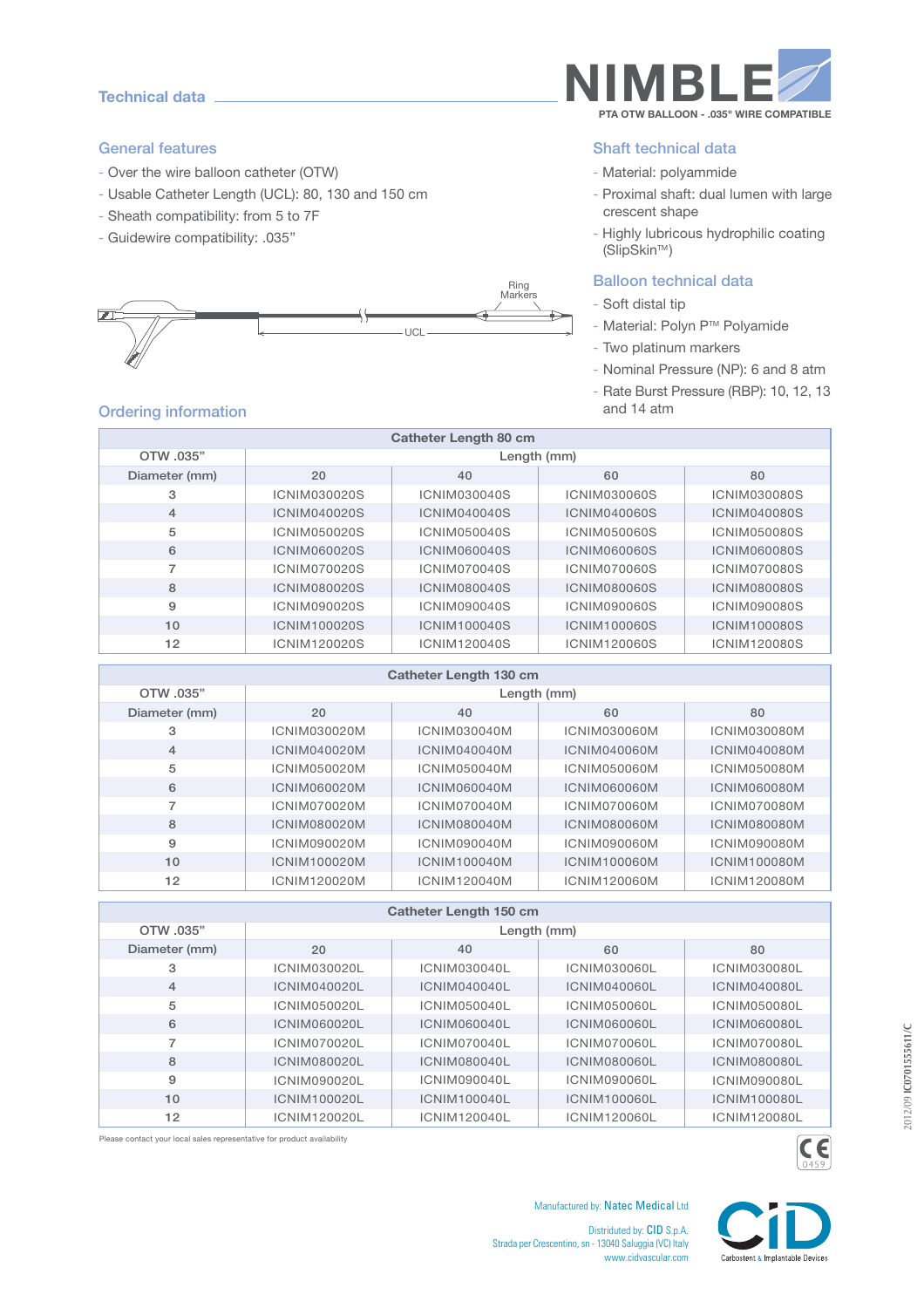# NIMBLE

PTA OTW BALLOON - .035" WIRE COMPATIBLE

## Technical data

### General features

- Over the wire balloon catheter (OTW)
- Usable Catheter Length (UCL): 80, 130 and 150 cm
- Sheath compatibility: from 5 to 7F
- Guidewire compatibility: .035"

Ring Markers

UCL

### Shaft technical data

- Material: polyammide
- Proximal shaft: dual lumen with large crescent shape
- Highly lubricous hydrophilic coating (SlipSkin™)

### Balloon technical data

- Soft distal tip
- Material: Polyn P™ Polyamide
- Two platinum markers
- Nominal Pressure (NP): 6 and 8 atm
- Rate Burst Pressure (RBP): 10, 12, 13 and 14 atm

### Ordering information

| Catheter Length 80 cm | | | | |
|---|---|---|---|---|
| OTW .035" | Length (mm) | | | |
| Diameter (mm) | 20 | 40 | 60 | 80 |
| 3 | ICNIM030020S | ICNIM030040S | ICNIM030060S | ICNIM030080S |
| 4 | ICNIM040020S | ICNIM040040S | ICNIM040060S | ICNIM040080S |
| 5 | ICNIM050020S | ICNIM050040S | ICNIM050060S | ICNIM050080S |
| 6 | ICNIM060020S | ICNIM060040S | ICNIM060060S | ICNIM060080S |
| 7 | ICNIM070020S | ICNIM070040S | ICNIM070060S | ICNIM070080S |
| 8 | ICNIM080020S | ICNIM080040S | ICNIM080060S | ICNIM080080S |
| 9 | ICNIM090020S | ICNIM090040S | ICNIM090060S | ICNIM090080S |
| 10 | ICNIM100020S | ICNIM100040S | ICNIM100060S | ICNIM100080S |
| 12 | ICNIM120020S | ICNIM120040S | ICNIM120060S | ICNIM120080S |

| Catheter Length 130 cm | | | | |
|---|---|---|---|---|
| OTW .035" | Length (mm) | | | |
| Diameter (mm) | 20 | 40 | 60 | 80 |
| 3 | ICNIM030020M | ICNIM030040M | ICNIM030060M | ICNIM030080M |
| 4 | ICNIM040020M | ICNIM040040M | ICNIM040060M | ICNIM040080M |
| 5 | ICNIM050020M | ICNIM050040M | ICNIM050060M | ICNIM050080M |
| 6 | ICNIM060020M | ICNIM060040M | ICNIM060060M | ICNIM060080M |
| 7 | ICNIM070020M | ICNIM070040M | ICNIM070060M | ICNIM070080M |
| 8 | ICNIM080020M | ICNIM080040M | ICNIM080060M | ICNIM080080M |
| 9 | ICNIM090020M | ICNIM090040M | ICNIM090060M | ICNIM090080M |
| 10 | ICNIM100020M | ICNIM100040M | ICNIM100060M | ICNIM100080M |
| 12 | ICNIM120020M | ICNIM120040M | ICNIM120060M | ICNIM120080M |

| Catheter Length 150 cm | | | | |
|---|---|---|---|---|
| OTW .035" | Length (mm) | | | |
| Diameter (mm) | 20 | 40 | 60 | 80 |
| 3 | ICNIM030020L | ICNIM030040L | ICNIM030060L | ICNIM030080L |
| 4 | ICNIM040020L | ICNIM040040L | ICNIM040060L | ICNIM040080L |
| 5 | ICNIM050020L | ICNIM050040L | ICNIM050060L | ICNIM050080L |
| 6 | ICNIM060020L | ICNIM060040L | ICNIM060060L | ICNIM060080L |
| 7 | ICNIM070020L | ICNIM070040L | ICNIM070060L | ICNIM070080L |
| 8 | ICNIM080020L | ICNIM080040L | ICNIM080060L | ICNIM080080L |
| 9 | ICNIM090020L | ICNIM090040L | ICNIM090060L | ICNIM090080L |
| 10 | ICNIM100020L | ICNIM100040L | ICNIM100060L | ICNIM100080L |
| 12 | ICNIM120020L | ICNIM120040L | ICNIM120060L | ICNIM120080L |

Please contact your local sales representative for product availability

CE 0459

Manufactured by: Natec Medical Ltd

Distributed by: CID S.p.A.
Strada per Crescentino, sn - 13040 Saluggia (VC) Italy
www.cidvascular.com

CID Carbostent & Implantable Devices

2012/09 IC070155561/C